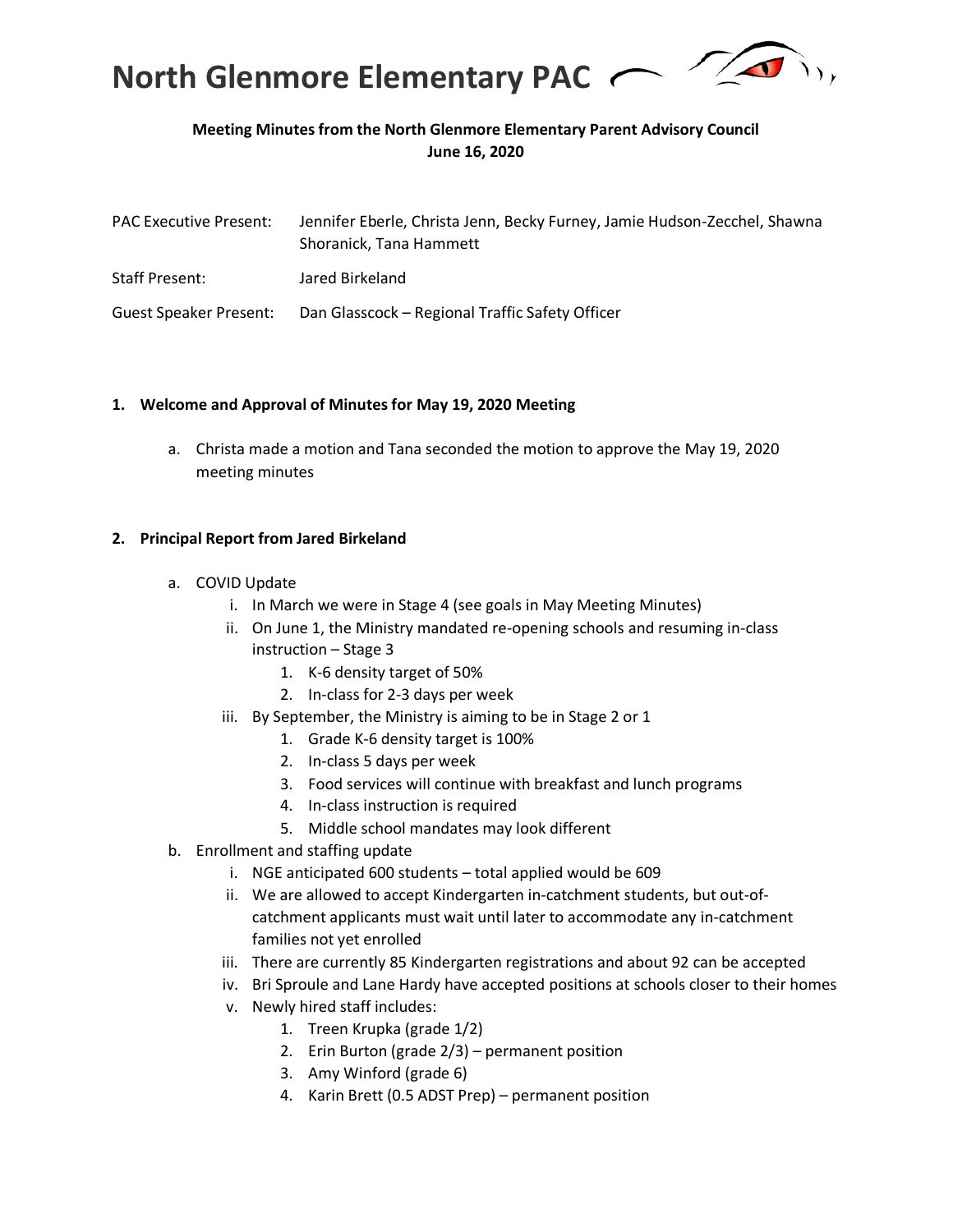# North Glenmore Elementary PAC

**Meeting Minutes from the North Glenmore Elementary Parent Advisory Council**
**June 16, 2020**

| | |
|---|---|
| PAC Executive Present: | Jennifer Eberle, Christa Jenn, Becky Furney, Jamie Hudson-Zecchel, Shawna Shoranick, Tana Hammett |
| Staff Present: | Jared Birkeland |
| Guest Speaker Present: | Dan Glasscock – Regional Traffic Safety Officer |

**1. Welcome and Approval of Minutes for May 19, 2020 Meeting**

a. Christa made a motion and Tana seconded the motion to approve the May 19, 2020 meeting minutes

**2. Principal Report from Jared Birkeland**

a. COVID Update
   i. In March we were in Stage 4 (see goals in May Meeting Minutes)
   ii. On June 1, the Ministry mandated re-opening schools and resuming in-class instruction – Stage 3
      1. K-6 density target of 50%
      2. In-class for 2-3 days per week
   iii. By September, the Ministry is aiming to be in Stage 2 or 1
      1. Grade K-6 density target is 100%
      2. In-class 5 days per week
      3. Food services will continue with breakfast and lunch programs
      4. In-class instruction is required
      5. Middle school mandates may look different

b. Enrollment and staffing update
   i. NGE anticipated 600 students – total applied would be 609
   ii. We are allowed to accept Kindergarten in-catchment students, but out-of-catchment applicants must wait until later to accommodate any in-catchment families not yet enrolled
   iii. There are currently 85 Kindergarten registrations and about 92 can be accepted
   iv. Bri Sproule and Lane Hardy have accepted positions at schools closer to their homes
   v. Newly hired staff includes:
      1. Treen Krupka (grade 1/2)
      2. Erin Burton (grade 2/3) – permanent position
      3. Amy Winford (grade 6)
      4. Karin Brett (0.5 ADST Prep) – permanent position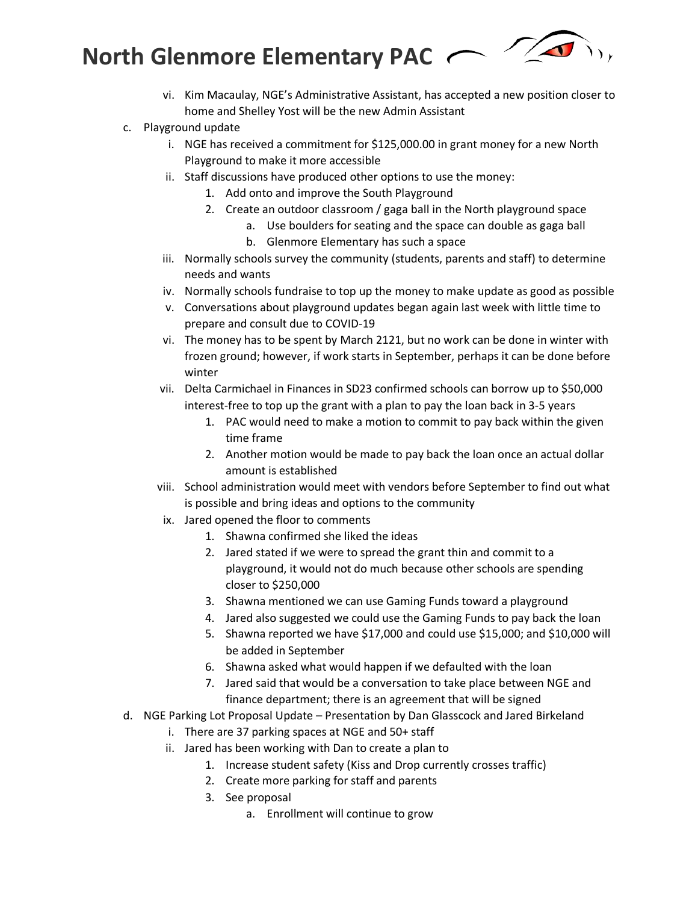vi. Kim Macaulay, NGE's Administrative Assistant, has accepted a new position closer to home and Shelley Yost will be the new Admin Assistant

c. Playground update
   i. NGE has received a commitment for $125,000.00 in grant money for a new North Playground to make it more accessible
   ii. Staff discussions have produced other options to use the money:
      1. Add onto and improve the South Playground
      2. Create an outdoor classroom / gaga ball in the North playground space
         a. Use boulders for seating and the space can double as gaga ball
         b. Glenmore Elementary has such a space
   iii. Normally schools survey the community (students, parents and staff) to determine needs and wants
   iv. Normally schools fundraise to top up the money to make update as good as possible
   v. Conversations about playground updates began again last week with little time to prepare and consult due to COVID-19
   vi. The money has to be spent by March 2121, but no work can be done in winter with frozen ground; however, if work starts in September, perhaps it can be done before winter
   vii. Delta Carmichael in Finances in SD23 confirmed schools can borrow up to $50,000 interest-free to top up the grant with a plan to pay the loan back in 3-5 years
      1. PAC would need to make a motion to commit to pay back within the given time frame
      2. Another motion would be made to pay back the loan once an actual dollar amount is established
   viii. School administration would meet with vendors before September to find out what is possible and bring ideas and options to the community
   ix. Jared opened the floor to comments
      1. Shawna confirmed she liked the ideas
      2. Jared stated if we were to spread the grant thin and commit to a playground, it would not do much because other schools are spending closer to $250,000
      3. Shawna mentioned we can use Gaming Funds toward a playground
      4. Jared also suggested we could use the Gaming Funds to pay back the loan
      5. Shawna reported we have $17,000 and could use $15,000; and $10,000 will be added in September
      6. Shawna asked what would happen if we defaulted with the loan
      7. Jared said that would be a conversation to take place between NGE and finance department; there is an agreement that will be signed

d. NGE Parking Lot Proposal Update – Presentation by Dan Glasscock and Jared Birkeland
   i. There are 37 parking spaces at NGE and 50+ staff
   ii. Jared has been working with Dan to create a plan to
      1. Increase student safety (Kiss and Drop currently crosses traffic)
      2. Create more parking for staff and parents
      3. See proposal
         a. Enrollment will continue to grow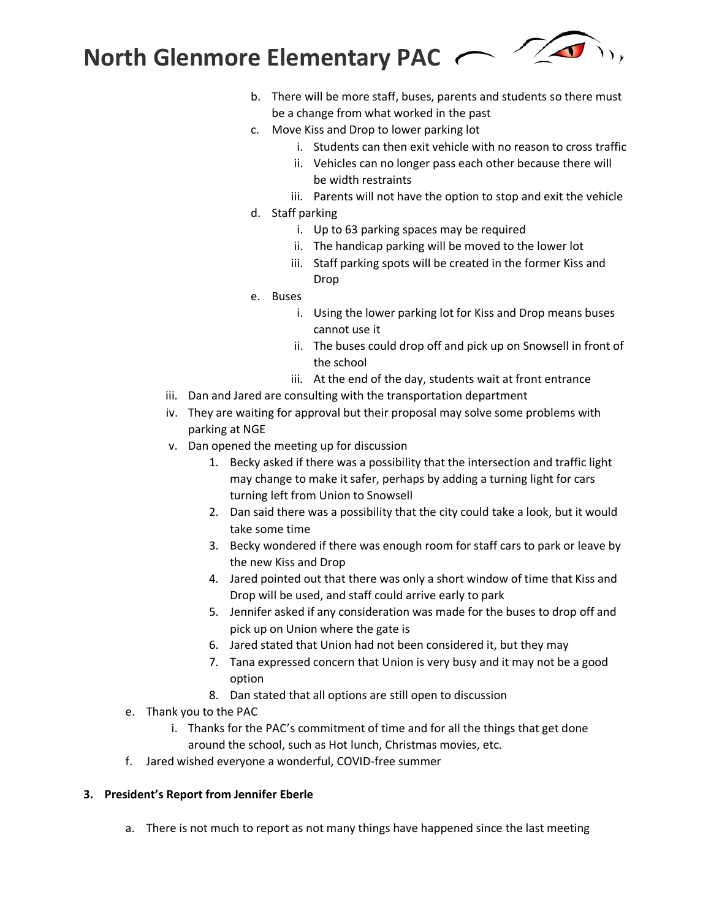b. There will be more staff, buses, parents and students so there must be a change from what worked in the past
c. Move Kiss and Drop to lower parking lot
    i. Students can then exit vehicle with no reason to cross traffic
    ii. Vehicles can no longer pass each other because there will be width restraints
    iii. Parents will not have the option to stop and exit the vehicle
d. Staff parking
    i. Up to 63 parking spaces may be required
    ii. The handicap parking will be moved to the lower lot
    iii. Staff parking spots will be created in the former Kiss and Drop
e. Buses
    i. Using the lower parking lot for Kiss and Drop means buses cannot use it
    ii. The buses could drop off and pick up on Snowsell in front of the school
    iii. At the end of the day, students wait at front entrance

iii. Dan and Jared are consulting with the transportation department
iv. They are waiting for approval but their proposal may solve some problems with parking at NGE
v. Dan opened the meeting up for discussion
    1. Becky asked if there was a possibility that the intersection and traffic light may change to make it safer, perhaps by adding a turning light for cars turning left from Union to Snowsell
    2. Dan said there was a possibility that the city could take a look, but it would take some time
    3. Becky wondered if there was enough room for staff cars to park or leave by the new Kiss and Drop
    4. Jared pointed out that there was only a short window of time that Kiss and Drop will be used, and staff could arrive early to park
    5. Jennifer asked if any consideration was made for the buses to drop off and pick up on Union where the gate is
    6. Jared stated that Union had not been considered it, but they may
    7. Tana expressed concern that Union is very busy and it may not be a good option
    8. Dan stated that all options are still open to discussion

e. Thank you to the PAC
    i. Thanks for the PAC's commitment of time and for all the things that get done around the school, such as Hot lunch, Christmas movies, etc.
f. Jared wished everyone a wonderful, COVID-free summer

**3. President's Report from Jennifer Eberle**

a. There is not much to report as not many things have happened since the last meeting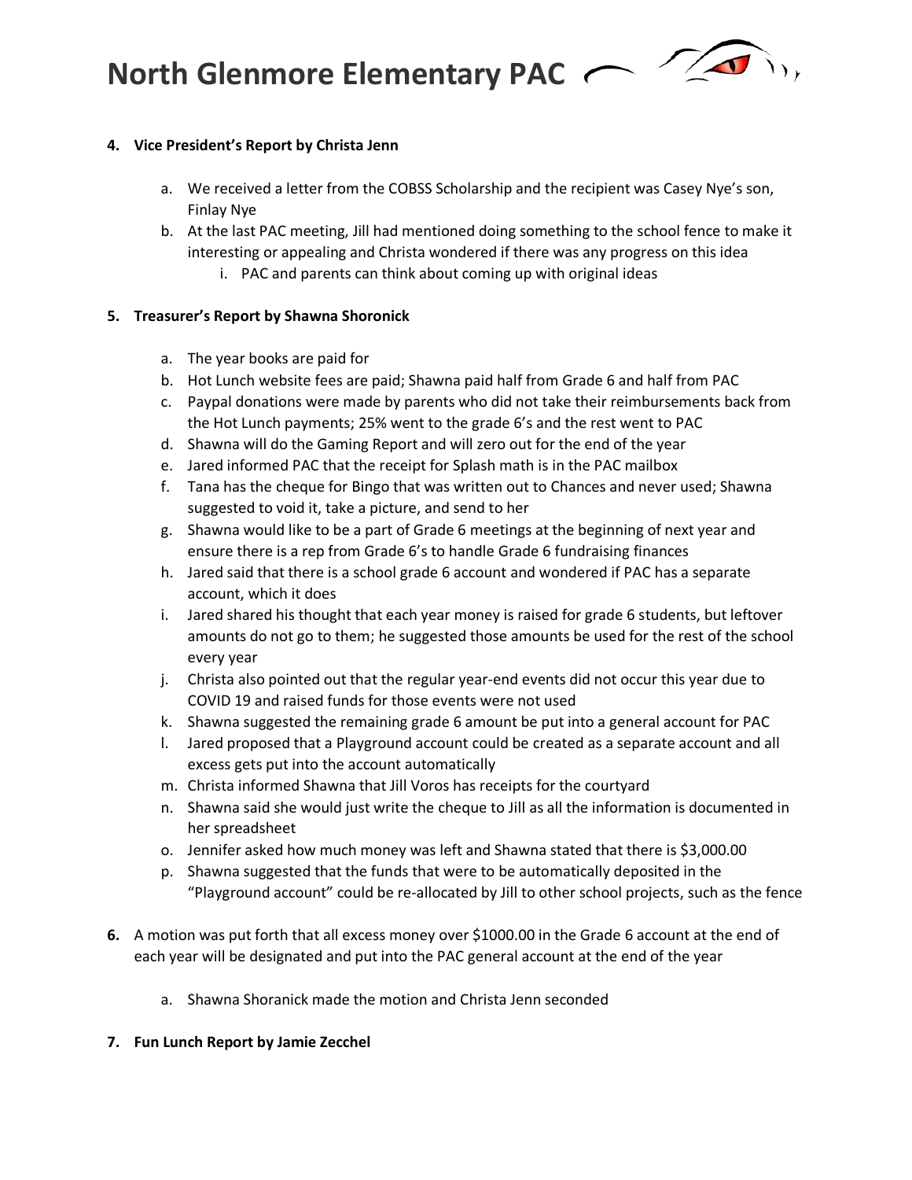4. **Vice President's Report by Christa Jenn**

    a. We received a letter from the COBSS Scholarship and the recipient was Casey Nye's son, Finlay Nye
    b. At the last PAC meeting, Jill had mentioned doing something to the school fence to make it interesting or appealing and Christa wondered if there was any progress on this idea
        i. PAC and parents can think about coming up with original ideas

5. **Treasurer's Report by Shawna Shoronick**

    a. The year books are paid for
    b. Hot Lunch website fees are paid; Shawna paid half from Grade 6 and half from PAC
    c. Paypal donations were made by parents who did not take their reimbursements back from the Hot Lunch payments; 25% went to the grade 6's and the rest went to PAC
    d. Shawna will do the Gaming Report and will zero out for the end of the year
    e. Jared informed PAC that the receipt for Splash math is in the PAC mailbox
    f. Tana has the cheque for Bingo that was written out to Chances and never used; Shawna suggested to void it, take a picture, and send to her
    g. Shawna would like to be a part of Grade 6 meetings at the beginning of next year and ensure there is a rep from Grade 6's to handle Grade 6 fundraising finances
    h. Jared said that there is a school grade 6 account and wondered if PAC has a separate account, which it does
    i. Jared shared his thought that each year money is raised for grade 6 students, but leftover amounts do not go to them; he suggested those amounts be used for the rest of the school every year
    j. Christa also pointed out that the regular year-end events did not occur this year due to COVID 19 and raised funds for those events were not used
    k. Shawna suggested the remaining grade 6 amount be put into a general account for PAC
    l. Jared proposed that a Playground account could be created as a separate account and all excess gets put into the account automatically
    m. Christa informed Shawna that Jill Voros has receipts for the courtyard
    n. Shawna said she would just write the cheque to Jill as all the information is documented in her spreadsheet
    o. Jennifer asked how much money was left and Shawna stated that there is $3,000.00
    p. Shawna suggested that the funds that were to be automatically deposited in the "Playground account" could be re-allocated by Jill to other school projects, such as the fence

6. A motion was put forth that all excess money over $1000.00 in the Grade 6 account at the end of each year will be designated and put into the PAC general account at the end of the year

    a. Shawna Shoranick made the motion and Christa Jenn seconded

7. **Fun Lunch Report by Jamie Zecchel**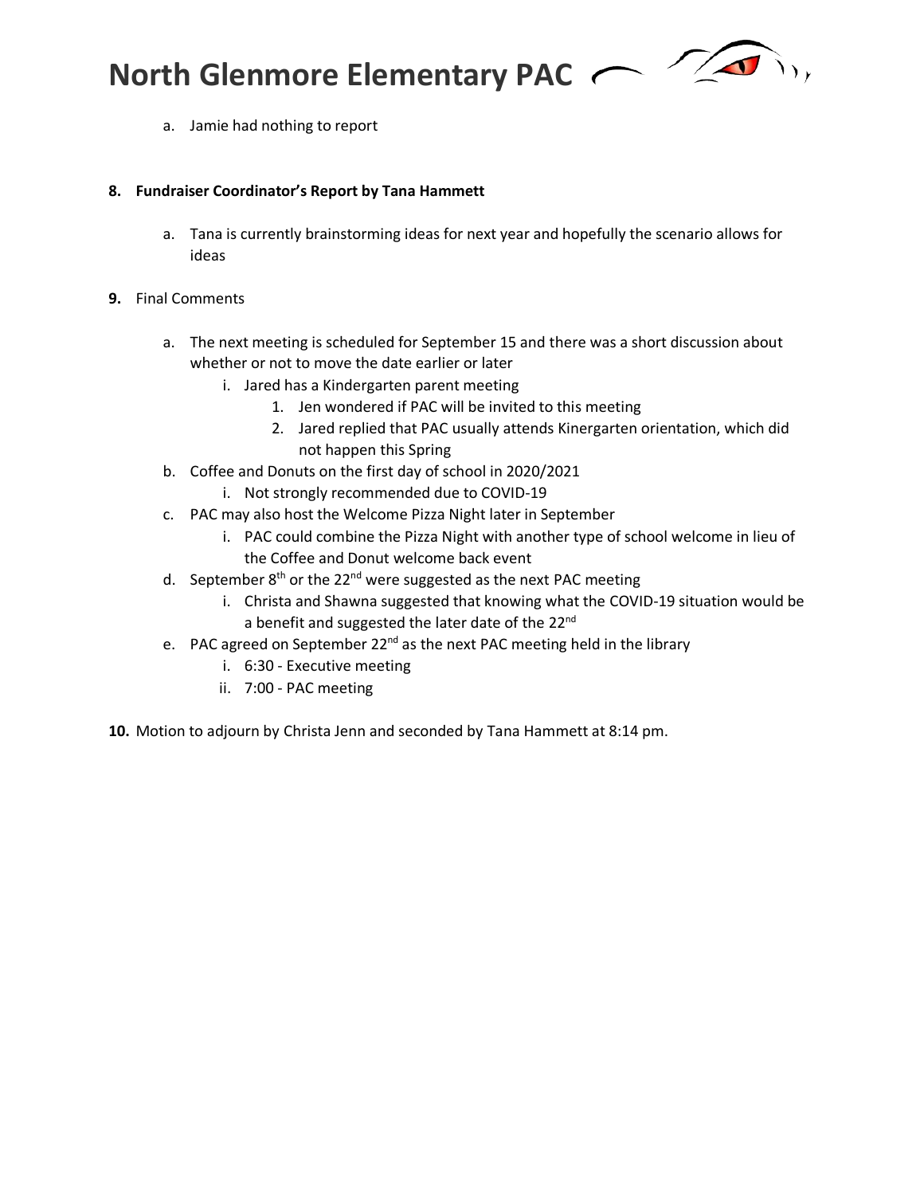a. Jamie had nothing to report

**8. Fundraiser Coordinator's Report by Tana Hammett**

a. Tana is currently brainstorming ideas for next year and hopefully the scenario allows for ideas

**9.** Final Comments

a. The next meeting is scheduled for September 15 and there was a short discussion about whether or not to move the date earlier or later
   i. Jared has a Kindergarten parent meeting
      1. Jen wondered if PAC will be invited to this meeting
      2. Jared replied that PAC usually attends Kinergarten orientation, which did not happen this Spring

b. Coffee and Donuts on the first day of school in 2020/2021
   i. Not strongly recommended due to COVID-19

c. PAC may also host the Welcome Pizza Night later in September
   i. PAC could combine the Pizza Night with another type of school welcome in lieu of the Coffee and Donut welcome back event

d. September 8th or the 22nd were suggested as the next PAC meeting
   i. Christa and Shawna suggested that knowing what the COVID-19 situation would be a benefit and suggested the later date of the 22nd

e. PAC agreed on September 22nd as the next PAC meeting held in the library
   i. 6:30 - Executive meeting
   ii. 7:00 - PAC meeting

**10.** Motion to adjourn by Christa Jenn and seconded by Tana Hammett at 8:14 pm.